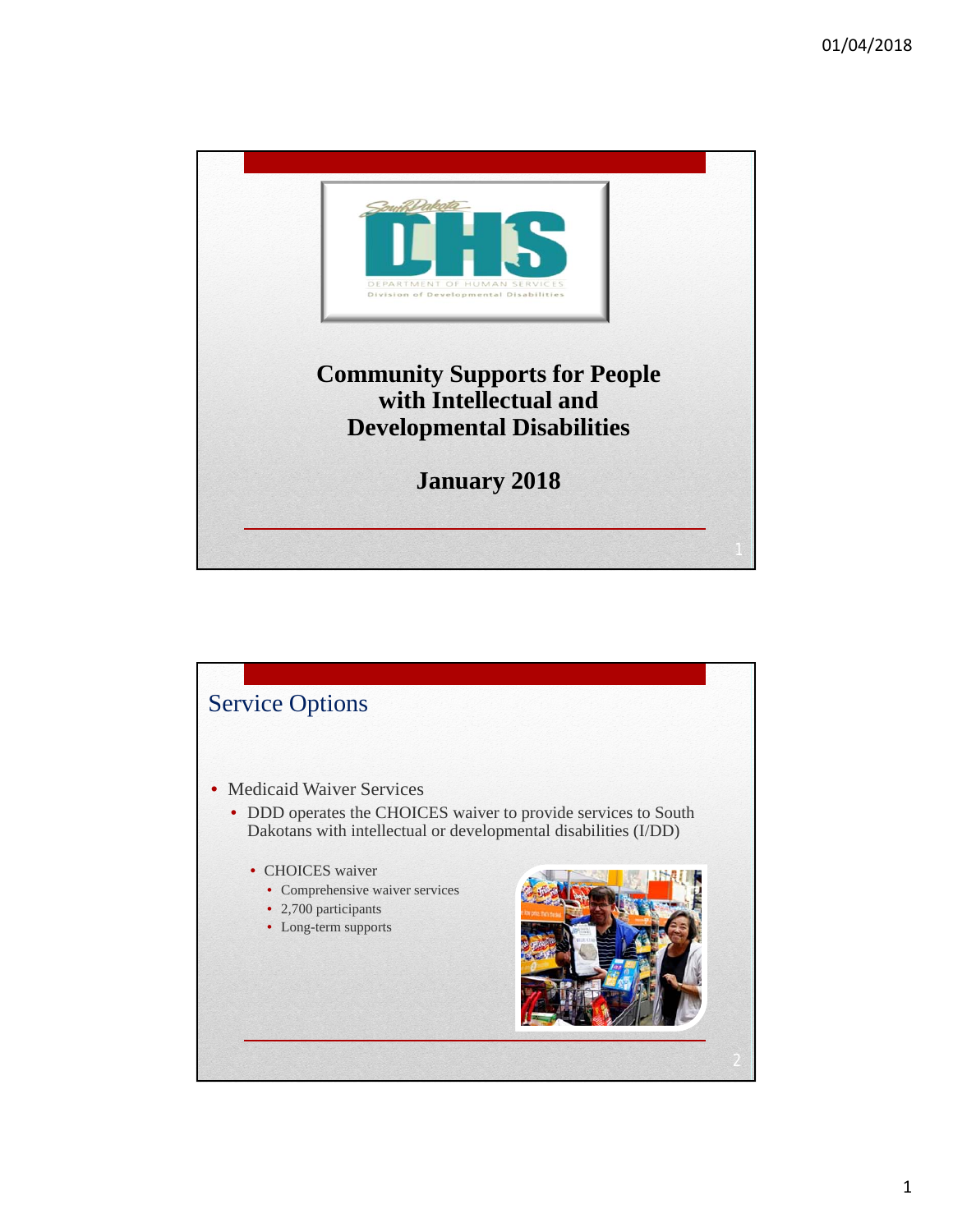# Community Supports for People with Intellectual and Developmental Disabilities

**January 2018**

## Service Options

- Medicaid Waiver Services
  - DDD operates the CHOICES waiver to provide services to South Dakotans with intellectual or developmental disabilities (I/DD)
    - CHOICES waiver
      - Comprehensive waiver services
      - 2,700 participants
      - Long-term supports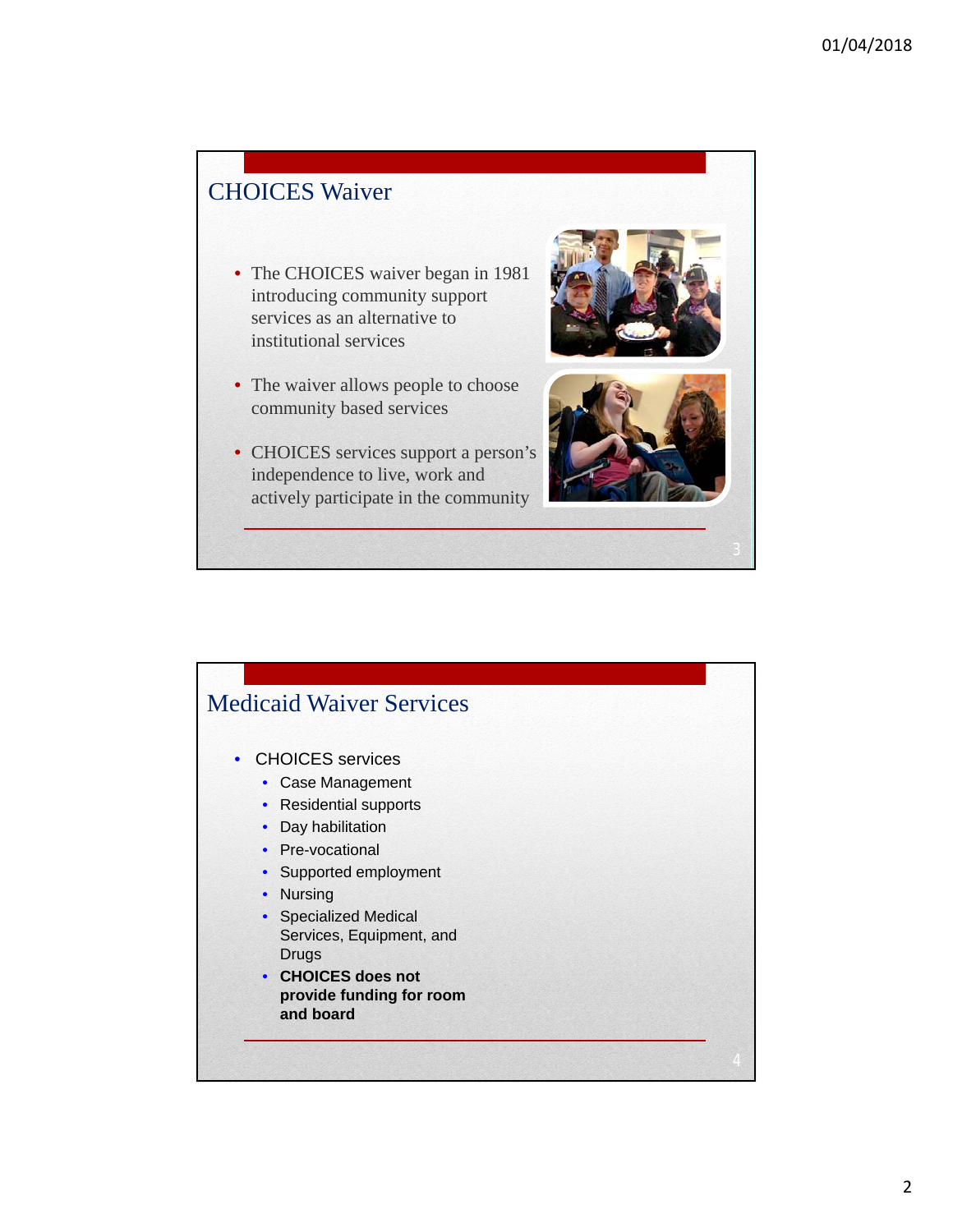## CHOICES Waiver

- The CHOICES waiver began in 1981 introducing community support services as an alternative to institutional services
- The waiver allows people to choose community based services
- CHOICES services support a person's independence to live, work and actively participate in the community

## Medicaid Waiver Services

- CHOICES services
  - Case Management
  - Residential supports
  - Day habilitation
  - Pre-vocational
  - Supported employment
  - Nursing
  - Specialized Medical Services, Equipment, and Drugs
  - **CHOICES does not provide funding for room and board**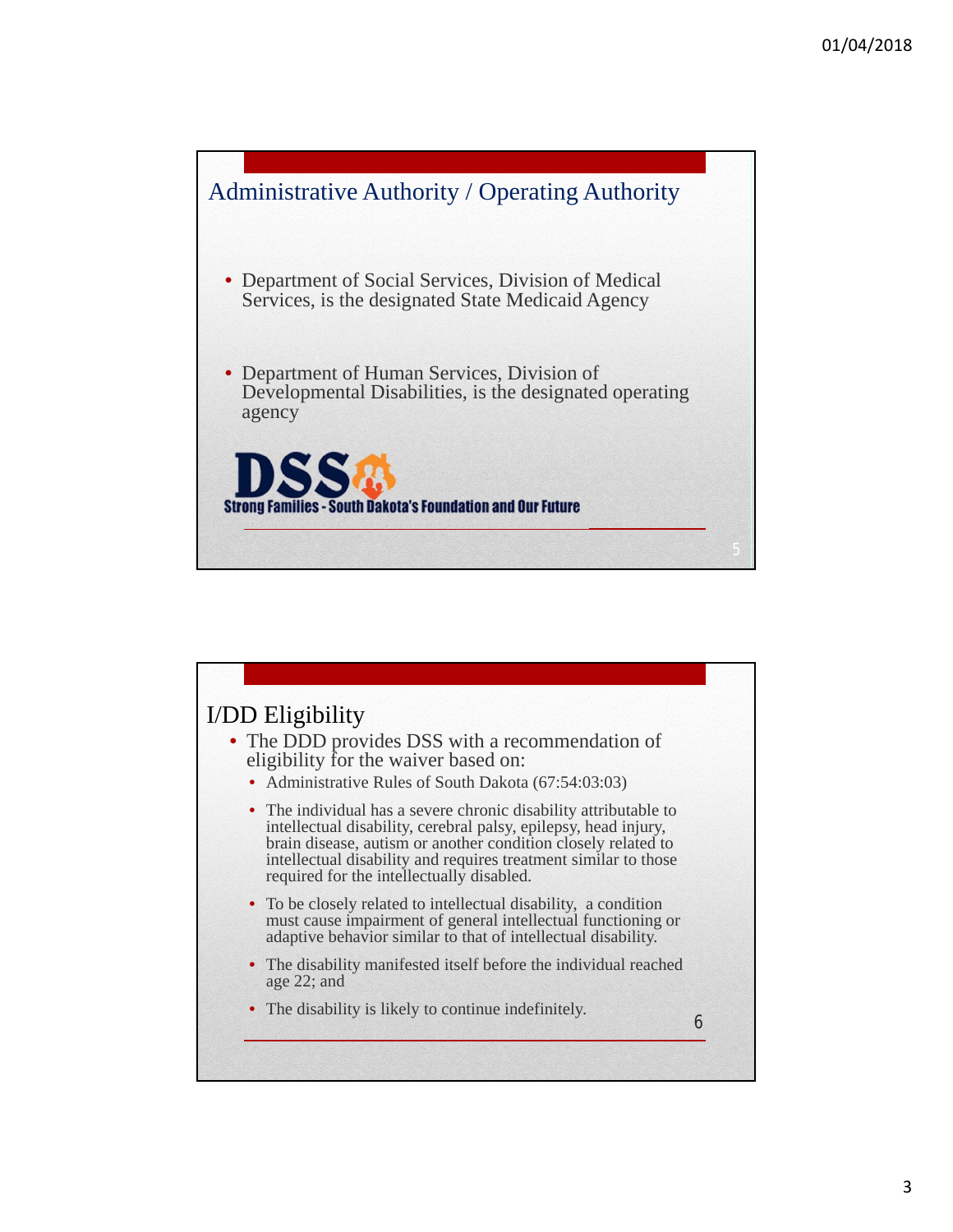## Administrative Authority / Operating Authority

- Department of Social Services, Division of Medical Services, is the designated State Medicaid Agency
- Department of Human Services, Division of Developmental Disabilities, is the designated operating agency

DSS

Strong Families - South Dakota's Foundation and Our Future

## I/DD Eligibility

- The DDD provides DSS with a recommendation of eligibility for the waiver based on:
  - Administrative Rules of South Dakota (67:54:03:03)
  - The individual has a severe chronic disability attributable to intellectual disability, cerebral palsy, epilepsy, head injury, brain disease, autism or another condition closely related to intellectual disability and requires treatment similar to those required for the intellectually disabled.
  - To be closely related to intellectual disability, a condition must cause impairment of general intellectual functioning or adaptive behavior similar to that of intellectual disability.
  - The disability manifested itself before the individual reached age 22; and
  - The disability is likely to continue indefinitely.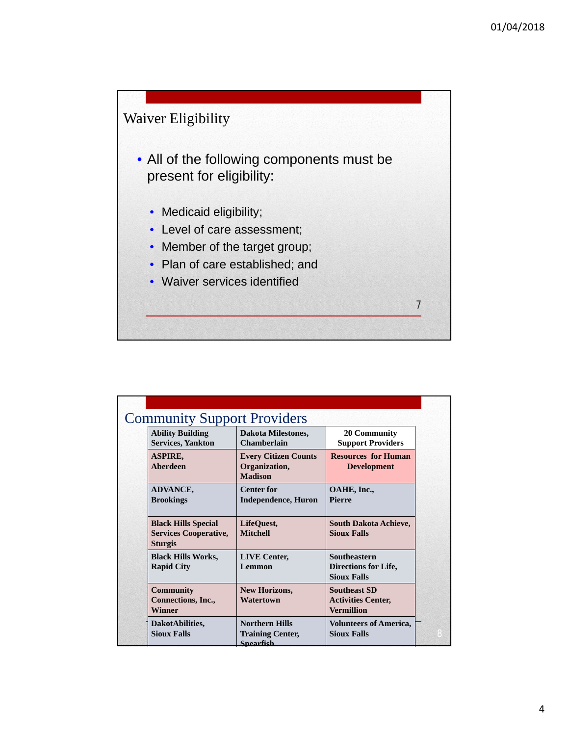## Waiver Eligibility

- All of the following components must be present for eligibility:
  - Medicaid eligibility;
  - Level of care assessment;
  - Member of the target group;
  - Plan of care established; and
  - Waiver services identified

## Community Support Providers

| | | |
|---|---|---|
| **Ability Building Services, Yankton** | **Dakota Milestones, Chamberlain** | **20 Community Support Providers** |
| **ASPIRE, Aberdeen** | **Every Citizen Counts Organization, Madison** | **Resources for Human Development** |
| **ADVANCE, Brookings** | **Center for Independence, Huron** | **OAHE, Inc., Pierre** |
| **Black Hills Special Services Cooperative, Sturgis** | **LifeQuest, Mitchell** | **South Dakota Achieve, Sioux Falls** |
| **Black Hills Works, Rapid City** | **LIVE Center, Lemmon** | **Southeastern Directions for Life, Sioux Falls** |
| **Community Connections, Inc., Winner** | **New Horizons, Watertown** | **Southeast SD Activities Center, Vermillion** |
| **DakotAbilities, Sioux Falls** | **Northern Hills Training Center, Spearfish** | **Volunteers of America, Sioux Falls** |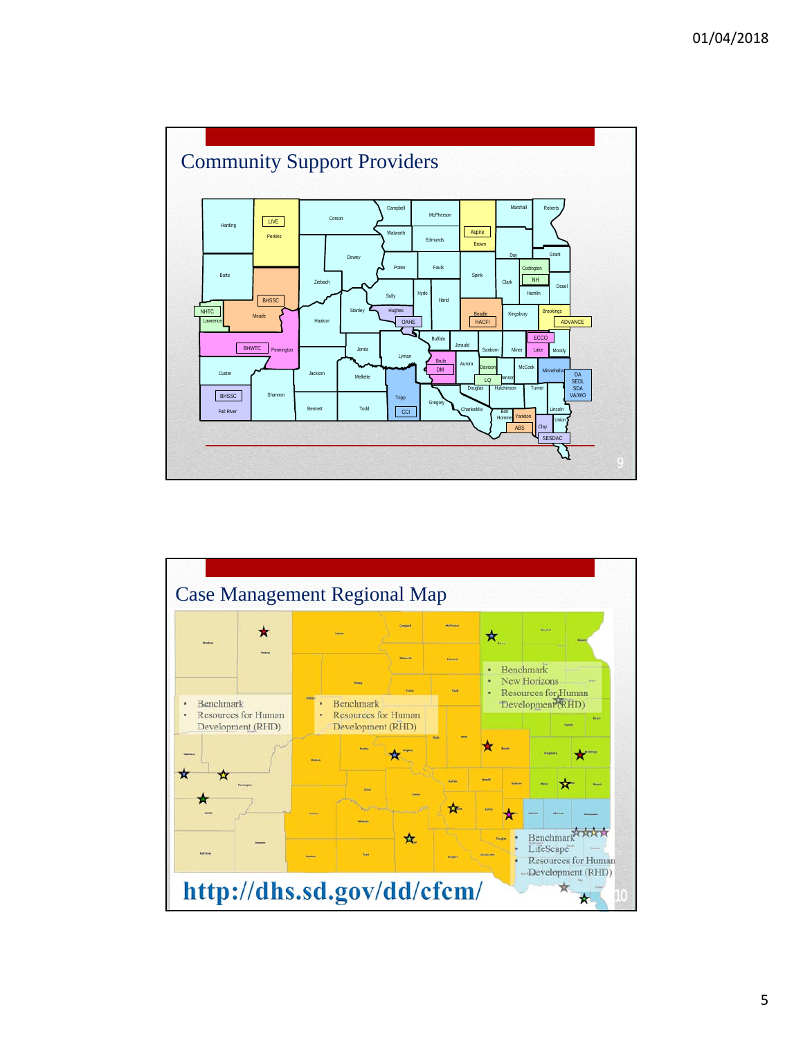## Community Support Providers

Harding
LIVE
Perkins
Corson
Campbell
McPherson
Marshall
Roberts
Walworth
Aspire
Brown
Edmunds
Day
Grant
Butte
Dewey
Potter
Faulk
Spink
Codington
NH
Ziebach
Clark
Deuel
BHSSC
Sully
Hyde
Hand
Hamlin
NHTC
Lawrence
Meade
Stanley
Hughes
OAHE
Beadle
HACFI
Kingsbury
Brookings
ADVANCE
Haakon
Buffalo
Jerauld
ECCO
BHWTC
Pennington
Jones
Lyman
Sanborn
Miner
Lake
Moody
Brule
DM
Aurora
Davison
McCook
Minnehaha
Custer
Jackson
Mellette
LQ
Hanson
DA
SEDL
SDA
VA/WO
Douglas
Hutchinson
Turner
BHSSC
Shannon
Tripp
Fall River
Bennett
Todd
CCI
Gregory
CharlesMix
Bon Homme
Yankton
Lincoln
Union
ABS
Clay
SESDAC

## Case Management Regional Map

- Benchmark
- Resources for Human Development (RHD)

- Benchmark
- Resources for Human Development (RHD)

- Benchmark
- New Horizons
- Resources for Human Development (RHD)

- Benchmark
- LifeScape
- Resources for Human Development (RHD)

http://dhs.sd.gov/dd/cfcm/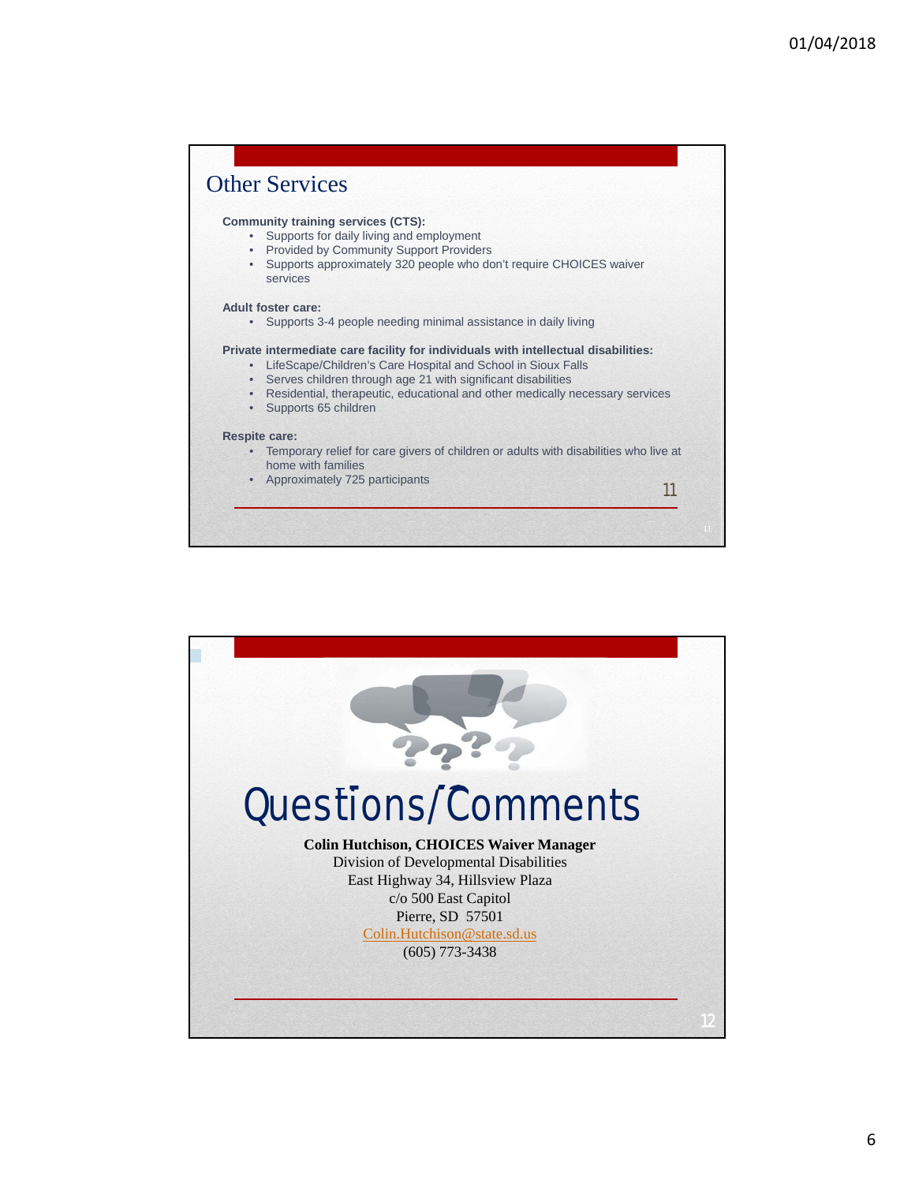## Other Services

**Community training services (CTS):**

- Supports for daily living and employment
- Provided by Community Support Providers
- Supports approximately 320 people who don't require CHOICES waiver services

**Adult foster care:**

- Supports 3-4 people needing minimal assistance in daily living

**Private intermediate care facility for individuals with intellectual disabilities:**

- LifeScape/Children's Care Hospital and School in Sioux Falls
- Serves children through age 21 with significant disabilities
- Residential, therapeutic, educational and other medically necessary services
- Supports 65 children

**Respite care:**

- Temporary relief for care givers of children or adults with disabilities who live at home with families
- Approximately 725 participants

## Questions/Comments

**Colin Hutchison, CHOICES Waiver Manager**
Division of Developmental Disabilities
East Highway 34, Hillsview Plaza
c/o 500 East Capitol
Pierre, SD 57501
Colin.Hutchison@state.sd.us
(605) 773-3438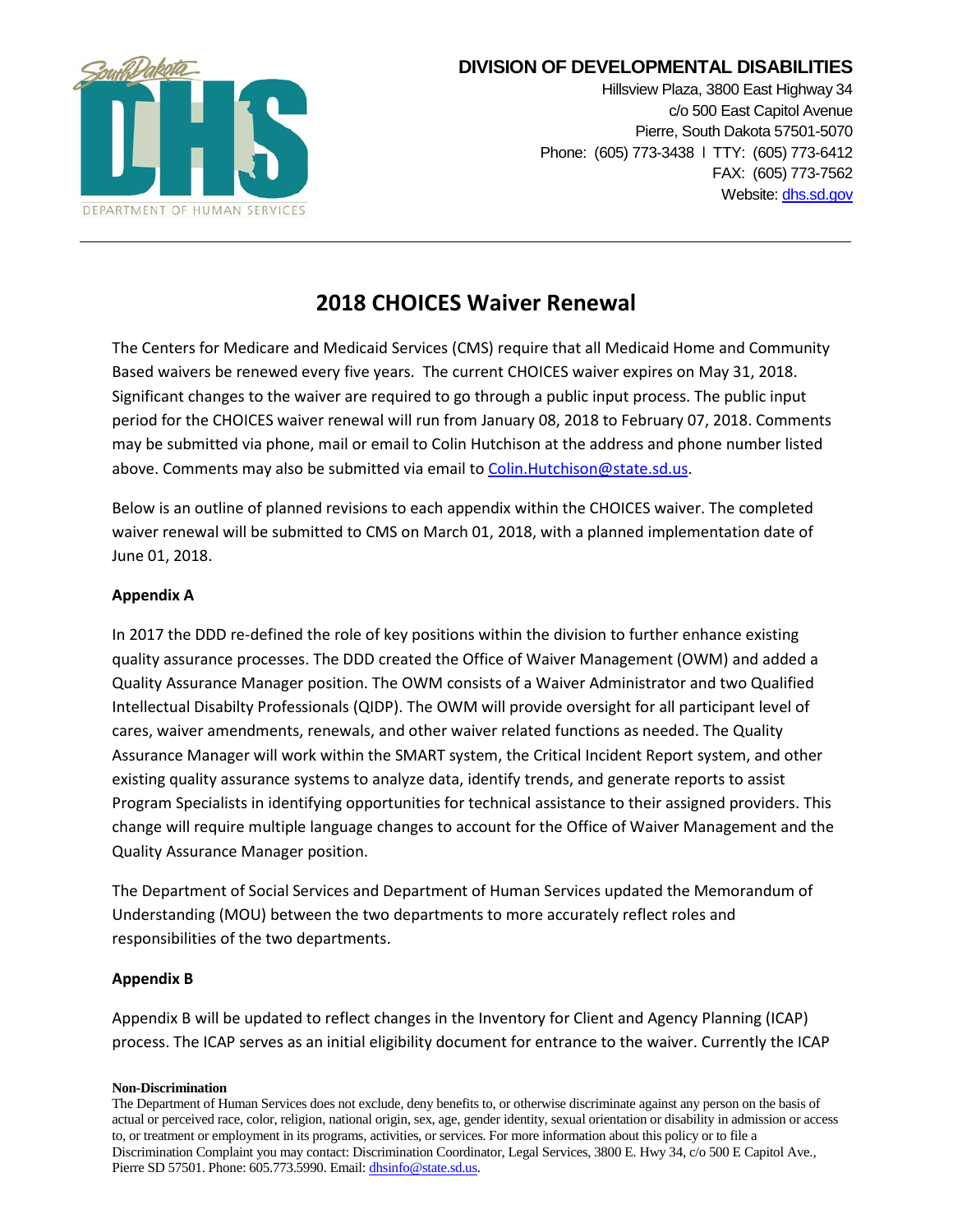**DIVISION OF DEVELOPMENTAL DISABILITIES**

Hillsview Plaza, 3800 East Highway 34
c/o 500 East Capitol Avenue
Pierre, South Dakota 57501-5070
Phone: (605) 773-3438 I TTY: (605) 773-6412
FAX: (605) 773-7562
Website: dhs.sd.gov

# 2018 CHOICES Waiver Renewal

The Centers for Medicare and Medicaid Services (CMS) require that all Medicaid Home and Community Based waivers be renewed every five years. The current CHOICES waiver expires on May 31, 2018. Significant changes to the waiver are required to go through a public input process. The public input period for the CHOICES waiver renewal will run from January 08, 2018 to February 07, 2018. Comments may be submitted via phone, mail or email to Colin Hutchison at the address and phone number listed above. Comments may also be submitted via email to Colin.Hutchison@state.sd.us.

Below is an outline of planned revisions to each appendix within the CHOICES waiver. The completed waiver renewal will be submitted to CMS on March 01, 2018, with a planned implementation date of June 01, 2018.

**Appendix A**

In 2017 the DDD re-defined the role of key positions within the division to further enhance existing quality assurance processes. The DDD created the Office of Waiver Management (OWM) and added a Quality Assurance Manager position. The OWM consists of a Waiver Administrator and two Qualified Intellectual Disabilty Professionals (QIDP). The OWM will provide oversight for all participant level of cares, waiver amendments, renewals, and other waiver related functions as needed. The Quality Assurance Manager will work within the SMART system, the Critical Incident Report system, and other existing quality assurance systems to analyze data, identify trends, and generate reports to assist Program Specialists in identifying opportunities for technical assistance to their assigned providers. This change will require multiple language changes to account for the Office of Waiver Management and the Quality Assurance Manager position.

The Department of Social Services and Department of Human Services updated the Memorandum of Understanding (MOU) between the two departments to more accurately reflect roles and responsibilities of the two departments.

**Appendix B**

Appendix B will be updated to reflect changes in the Inventory for Client and Agency Planning (ICAP) process. The ICAP serves as an initial eligibility document for entrance to the waiver. Currently the ICAP

**Non-Discrimination**
The Department of Human Services does not exclude, deny benefits to, or otherwise discriminate against any person on the basis of actual or perceived race, color, religion, national origin, sex, age, gender identity, sexual orientation or disability in admission or access to, or treatment or employment in its programs, activities, or services. For more information about this policy or to file a Discrimination Complaint you may contact: Discrimination Coordinator, Legal Services, 3800 E. Hwy 34, c/o 500 E Capitol Ave., Pierre SD 57501. Phone: 605.773.5990. Email: dhsinfo@state.sd.us.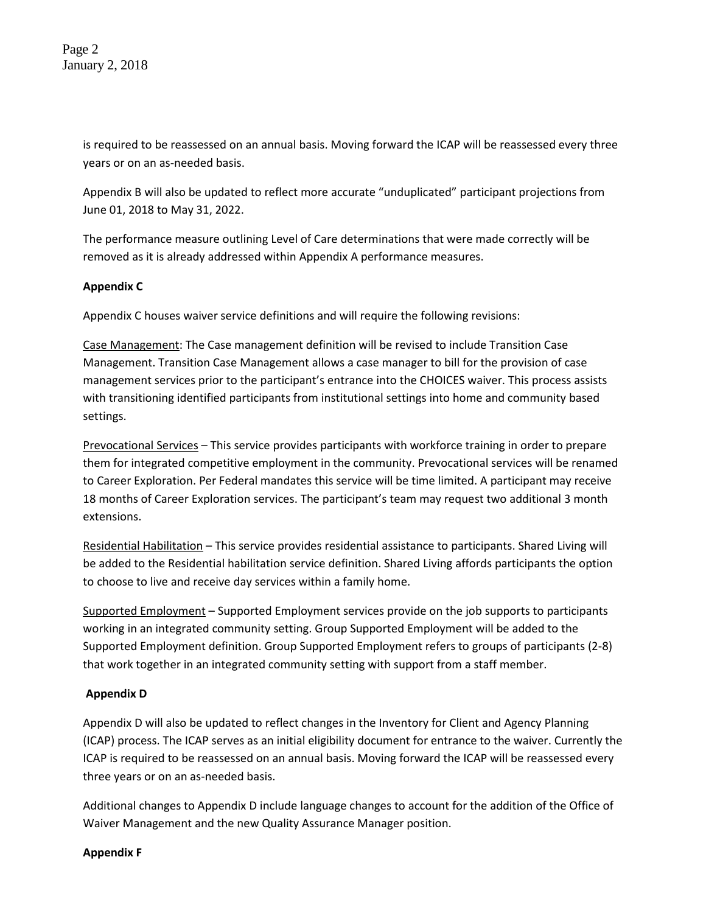is required to be reassessed on an annual basis. Moving forward the ICAP will be reassessed every three years or on an as-needed basis.

Appendix B will also be updated to reflect more accurate "unduplicated" participant projections from June 01, 2018 to May 31, 2022.

The performance measure outlining Level of Care determinations that were made correctly will be removed as it is already addressed within Appendix A performance measures.

**Appendix C**

Appendix C houses waiver service definitions and will require the following revisions:

Case Management: The Case management definition will be revised to include Transition Case Management. Transition Case Management allows a case manager to bill for the provision of case management services prior to the participant's entrance into the CHOICES waiver. This process assists with transitioning identified participants from institutional settings into home and community based settings.

Prevocational Services – This service provides participants with workforce training in order to prepare them for integrated competitive employment in the community. Prevocational services will be renamed to Career Exploration. Per Federal mandates this service will be time limited. A participant may receive 18 months of Career Exploration services. The participant's team may request two additional 3 month extensions.

Residential Habilitation – This service provides residential assistance to participants. Shared Living will be added to the Residential habilitation service definition. Shared Living affords participants the option to choose to live and receive day services within a family home.

Supported Employment – Supported Employment services provide on the job supports to participants working in an integrated community setting. Group Supported Employment will be added to the Supported Employment definition. Group Supported Employment refers to groups of participants (2-8) that work together in an integrated community setting with support from a staff member.

**Appendix D**

Appendix D will also be updated to reflect changes in the Inventory for Client and Agency Planning (ICAP) process. The ICAP serves as an initial eligibility document for entrance to the waiver. Currently the ICAP is required to be reassessed on an annual basis. Moving forward the ICAP will be reassessed every three years or on an as-needed basis.

Additional changes to Appendix D include language changes to account for the addition of the Office of Waiver Management and the new Quality Assurance Manager position.

**Appendix F**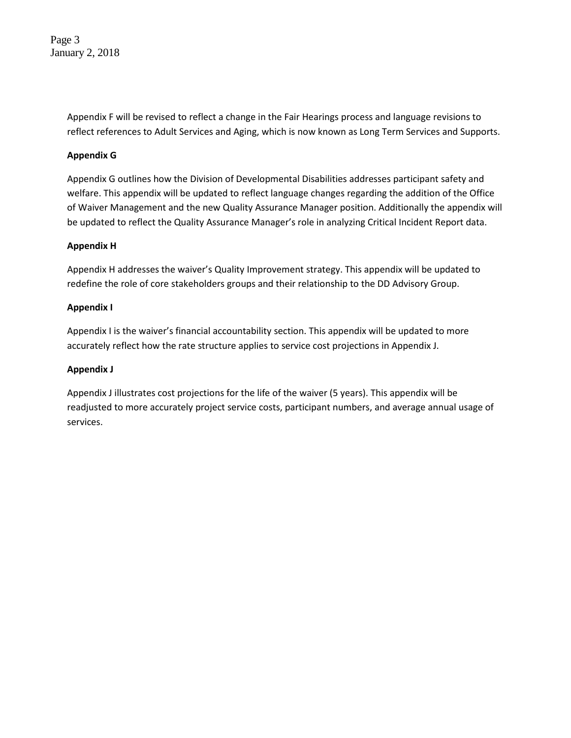Appendix F will be revised to reflect a change in the Fair Hearings process and language revisions to reflect references to Adult Services and Aging, which is now known as Long Term Services and Supports.

**Appendix G**

Appendix G outlines how the Division of Developmental Disabilities addresses participant safety and welfare. This appendix will be updated to reflect language changes regarding the addition of the Office of Waiver Management and the new Quality Assurance Manager position. Additionally the appendix will be updated to reflect the Quality Assurance Manager's role in analyzing Critical Incident Report data.

**Appendix H**

Appendix H addresses the waiver's Quality Improvement strategy. This appendix will be updated to redefine the role of core stakeholders groups and their relationship to the DD Advisory Group.

**Appendix I**

Appendix I is the waiver's financial accountability section. This appendix will be updated to more accurately reflect how the rate structure applies to service cost projections in Appendix J.

**Appendix J**

Appendix J illustrates cost projections for the life of the waiver (5 years). This appendix will be readjusted to more accurately project service costs, participant numbers, and average annual usage of services.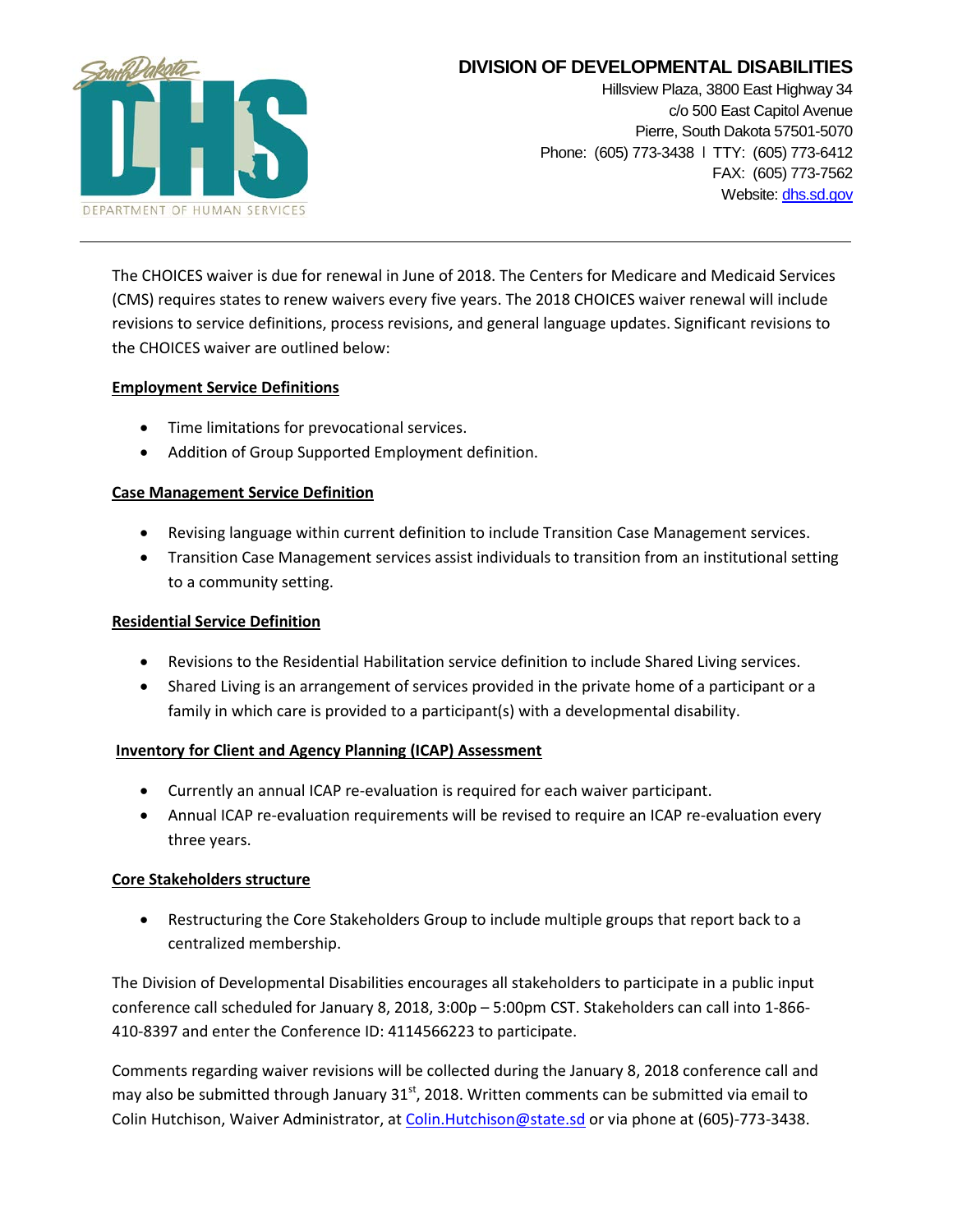## DIVISION OF DEVELOPMENTAL DISABILITIES

Hillsview Plaza, 3800 East Highway 34
c/o 500 East Capitol Avenue
Pierre, South Dakota 57501-5070
Phone: (605) 773-3438 | TTY: (605) 773-6412
FAX: (605) 773-7562
Website: dhs.sd.gov

---

The CHOICES waiver is due for renewal in June of 2018. The Centers for Medicare and Medicaid Services (CMS) requires states to renew waivers every five years. The 2018 CHOICES waiver renewal will include revisions to service definitions, process revisions, and general language updates. Significant revisions to the CHOICES waiver are outlined below:

**Employment Service Definitions**

- Time limitations for prevocational services.
- Addition of Group Supported Employment definition.

**Case Management Service Definition**

- Revising language within current definition to include Transition Case Management services.
- Transition Case Management services assist individuals to transition from an institutional setting to a community setting.

**Residential Service Definition**

- Revisions to the Residential Habilitation service definition to include Shared Living services.
- Shared Living is an arrangement of services provided in the private home of a participant or a family in which care is provided to a participant(s) with a developmental disability.

**Inventory for Client and Agency Planning (ICAP) Assessment**

- Currently an annual ICAP re-evaluation is required for each waiver participant.
- Annual ICAP re-evaluation requirements will be revised to require an ICAP re-evaluation every three years.

**Core Stakeholders structure**

- Restructuring the Core Stakeholders Group to include multiple groups that report back to a centralized membership.

The Division of Developmental Disabilities encourages all stakeholders to participate in a public input conference call scheduled for January 8, 2018, 3:00p – 5:00pm CST. Stakeholders can call into 1-866-410-8397 and enter the Conference ID: 4114566223 to participate.

Comments regarding waiver revisions will be collected during the January 8, 2018 conference call and may also be submitted through January 31st, 2018. Written comments can be submitted via email to Colin Hutchison, Waiver Administrator, at Colin.Hutchison@state.sd or via phone at (605)-773-3438.